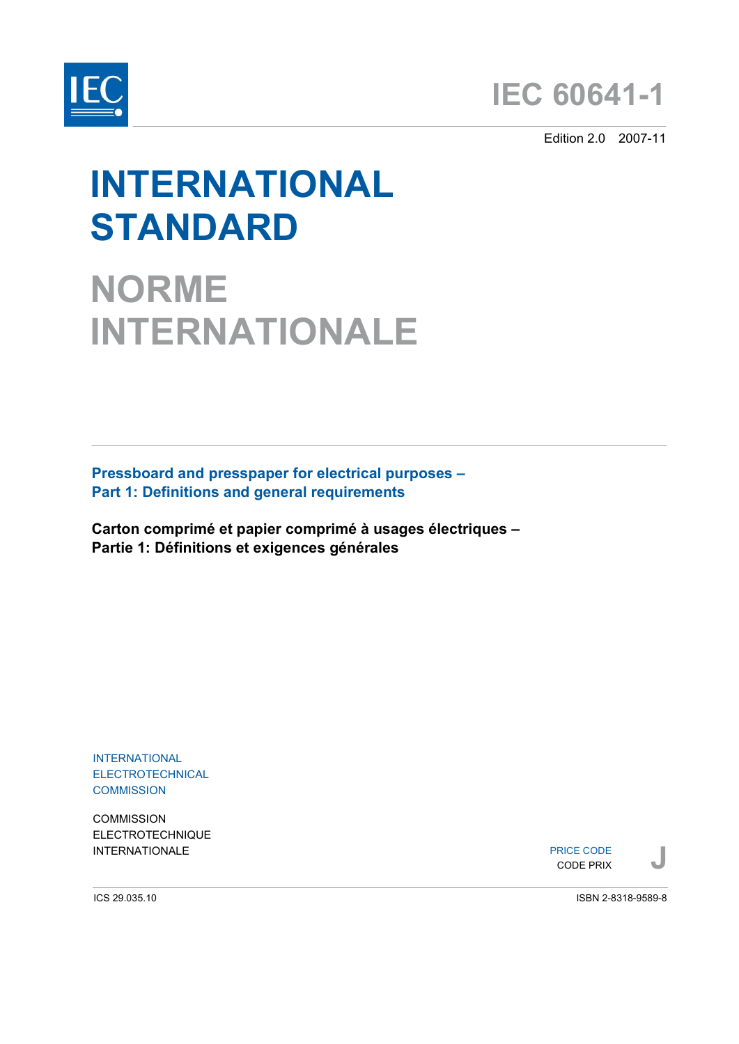IEC

# IEC 60641-1

Edition 2.0 2007-11

# INTERNATIONAL STANDARD

# NORME INTERNATIONALE

**Pressboard and presspaper for electrical purposes –**
**Part 1: Definitions and general requirements**

**Carton comprimé et papier comprimé à usages électriques –**
**Partie 1: Définitions et exigences générales**

INTERNATIONAL
ELECTROTECHNICAL
COMMISSION

COMMISSION
ELECTROTECHNIQUE
INTERNATIONALE

PRICE CODE
CODE PRIX
**J**

ICS 29.035.10

ISBN 2-8318-9589-8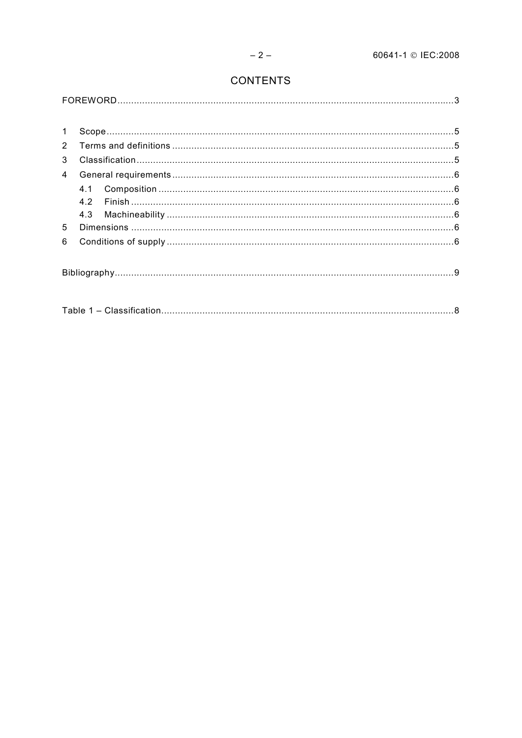# CONTENTS

FOREWORD....................................................................................................................................3

1 Scope..............................................................................................................................5
2 Terms and definitions ......................................................................................................5
3 Classification....................................................................................................................5
4 General requirements ......................................................................................................6
  4.1 Composition ............................................................................................................6
  4.2 Finish ......................................................................................................................6
  4.3 Machineability .........................................................................................................6
5 Dimensions ......................................................................................................................6
6 Conditions of supply .........................................................................................................6

Bibliography............................................................................................................................9

Table 1 – Classification...........................................................................................................8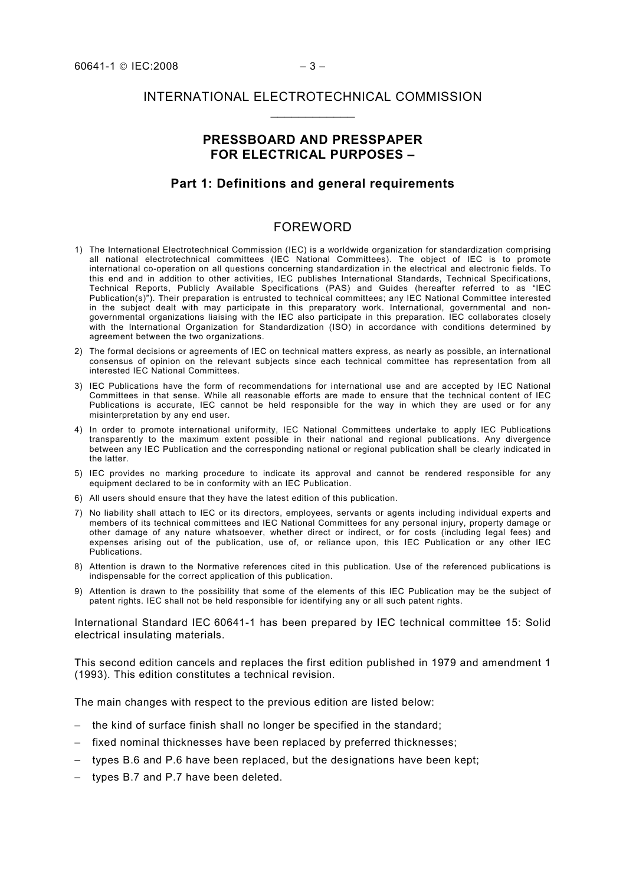# INTERNATIONAL ELECTROTECHNICAL COMMISSION

## PRESSBOARD AND PRESSPAPER FOR ELECTRICAL PURPOSES –

### Part 1: Definitions and general requirements

## FOREWORD

1) The International Electrotechnical Commission (IEC) is a worldwide organization for standardization comprising all national electrotechnical committees (IEC National Committees). The object of IEC is to promote international co-operation on all questions concerning standardization in the electrical and electronic fields. To this end and in addition to other activities, IEC publishes International Standards, Technical Specifications, Technical Reports, Publicly Available Specifications (PAS) and Guides (hereafter referred to as "IEC Publication(s)"). Their preparation is entrusted to technical committees; any IEC National Committee interested in the subject dealt with may participate in this preparatory work. International, governmental and non-governmental organizations liaising with the IEC also participate in this preparation. IEC collaborates closely with the International Organization for Standardization (ISO) in accordance with conditions determined by agreement between the two organizations.
2) The formal decisions or agreements of IEC on technical matters express, as nearly as possible, an international consensus of opinion on the relevant subjects since each technical committee has representation from all interested IEC National Committees.
3) IEC Publications have the form of recommendations for international use and are accepted by IEC National Committees in that sense. While all reasonable efforts are made to ensure that the technical content of IEC Publications is accurate, IEC cannot be held responsible for the way in which they are used or for any misinterpretation by any end user.
4) In order to promote international uniformity, IEC National Committees undertake to apply IEC Publications transparently to the maximum extent possible in their national and regional publications. Any divergence between any IEC Publication and the corresponding national or regional publication shall be clearly indicated in the latter.
5) IEC provides no marking procedure to indicate its approval and cannot be rendered responsible for any equipment declared to be in conformity with an IEC Publication.
6) All users should ensure that they have the latest edition of this publication.
7) No liability shall attach to IEC or its directors, employees, servants or agents including individual experts and members of its technical committees and IEC National Committees for any personal injury, property damage or other damage of any nature whatsoever, whether direct or indirect, or for costs (including legal fees) and expenses arising out of the publication, use of, or reliance upon, this IEC Publication or any other IEC Publications.
8) Attention is drawn to the Normative references cited in this publication. Use of the referenced publications is indispensable for the correct application of this publication.
9) Attention is drawn to the possibility that some of the elements of this IEC Publication may be the subject of patent rights. IEC shall not be held responsible for identifying any or all such patent rights.

International Standard IEC 60641-1 has been prepared by IEC technical committee 15: Solid electrical insulating materials.

This second edition cancels and replaces the first edition published in 1979 and amendment 1 (1993). This edition constitutes a technical revision.

The main changes with respect to the previous edition are listed below:

- the kind of surface finish shall no longer be specified in the standard;
- fixed nominal thicknesses have been replaced by preferred thicknesses;
- types B.6 and P.6 have been replaced, but the designations have been kept;
- types B.7 and P.7 have been deleted.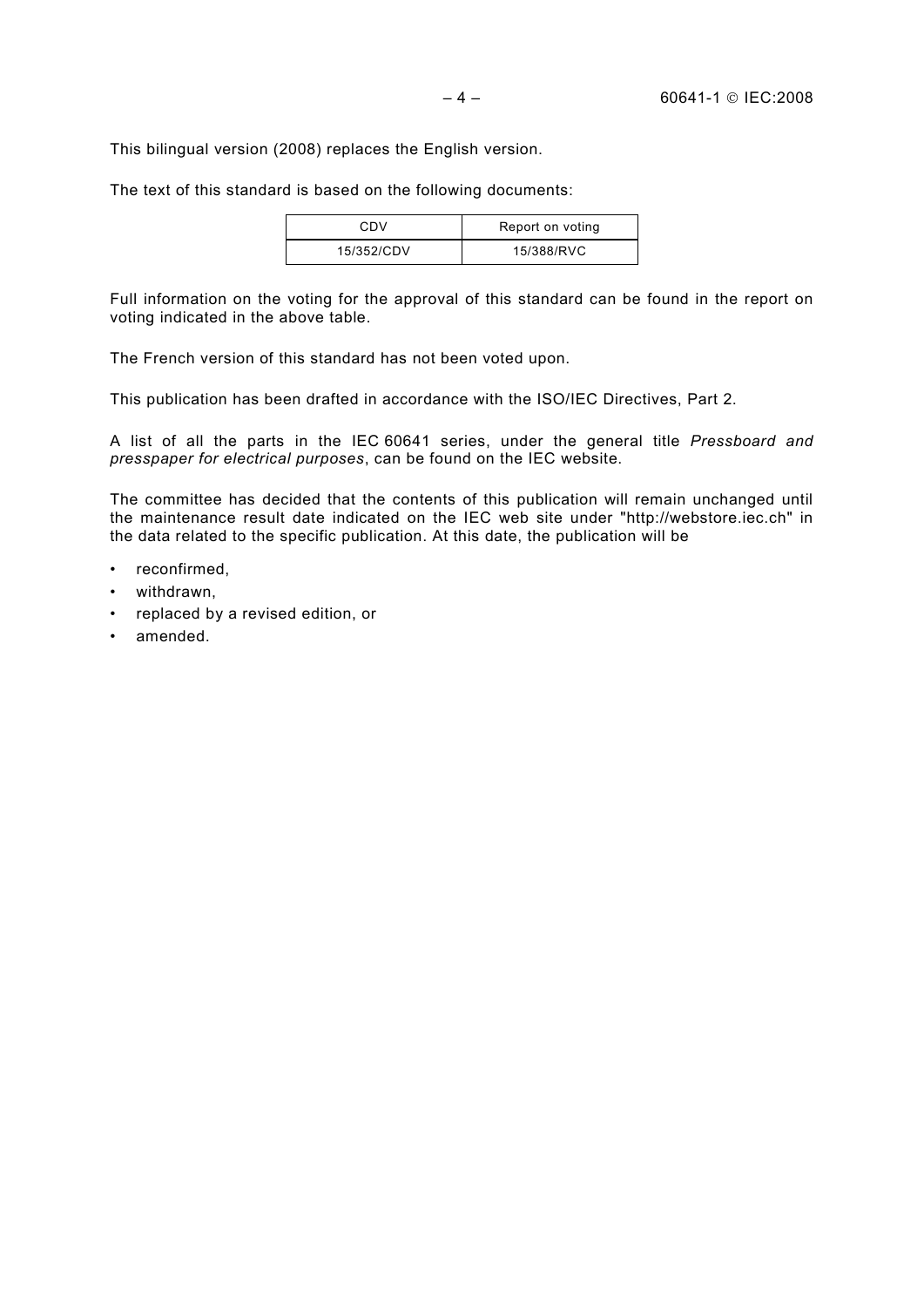This bilingual version (2008) replaces the English version.

The text of this standard is based on the following documents:

| CDV | Report on voting |
| --- | --- |
| 15/352/CDV | 15/388/RVC |

Full information on the voting for the approval of this standard can be found in the report on voting indicated in the above table.

The French version of this standard has not been voted upon.

This publication has been drafted in accordance with the ISO/IEC Directives, Part 2.

A list of all the parts in the IEC 60641 series, under the general title *Pressboard and presspaper for electrical purposes*, can be found on the IEC website.

The committee has decided that the contents of this publication will remain unchanged until the maintenance result date indicated on the IEC web site under "http://webstore.iec.ch" in the data related to the specific publication. At this date, the publication will be

- reconfirmed,
- withdrawn,
- replaced by a revised edition, or
- amended.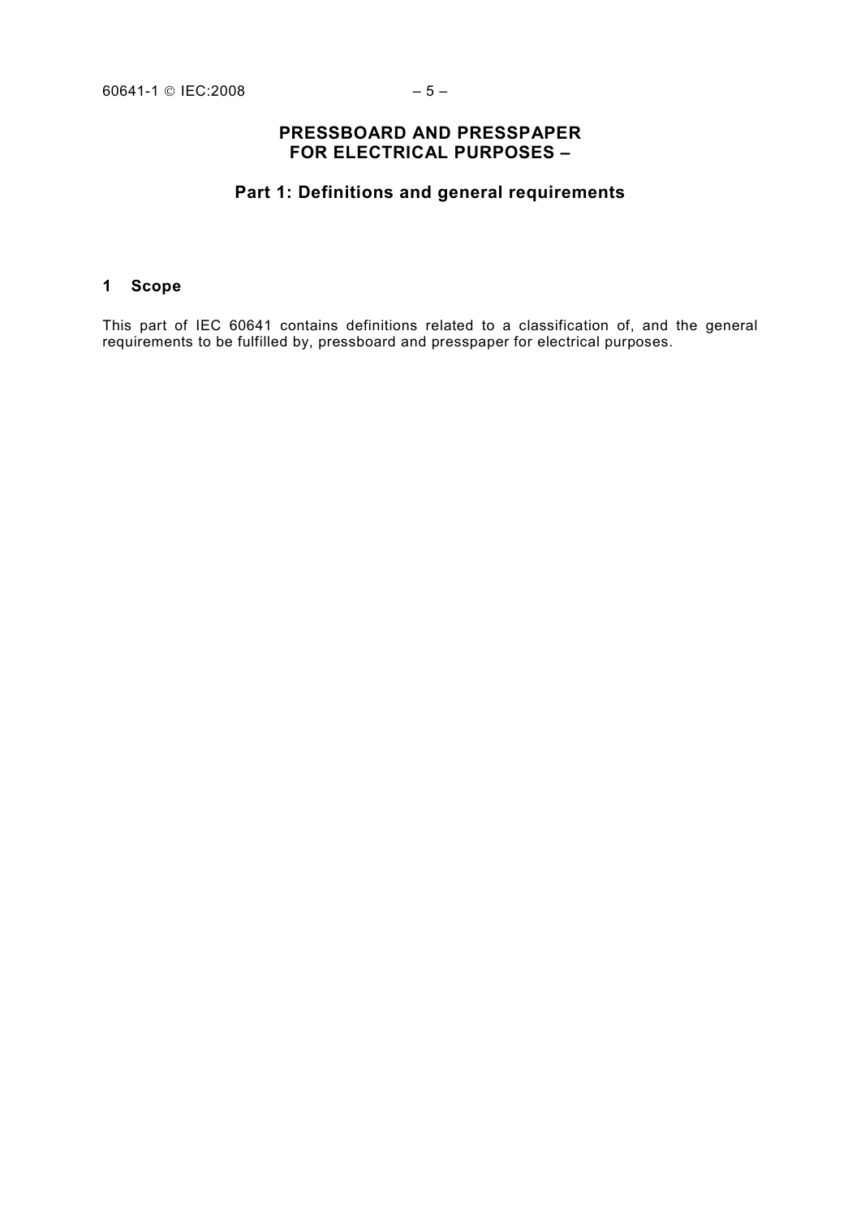# PRESSBOARD AND PRESSPAPER FOR ELECTRICAL PURPOSES –

## Part 1: Definitions and general requirements

### 1 Scope

This part of IEC 60641 contains definitions related to a classification of, and the general requirements to be fulfilled by, pressboard and presspaper for electrical purposes.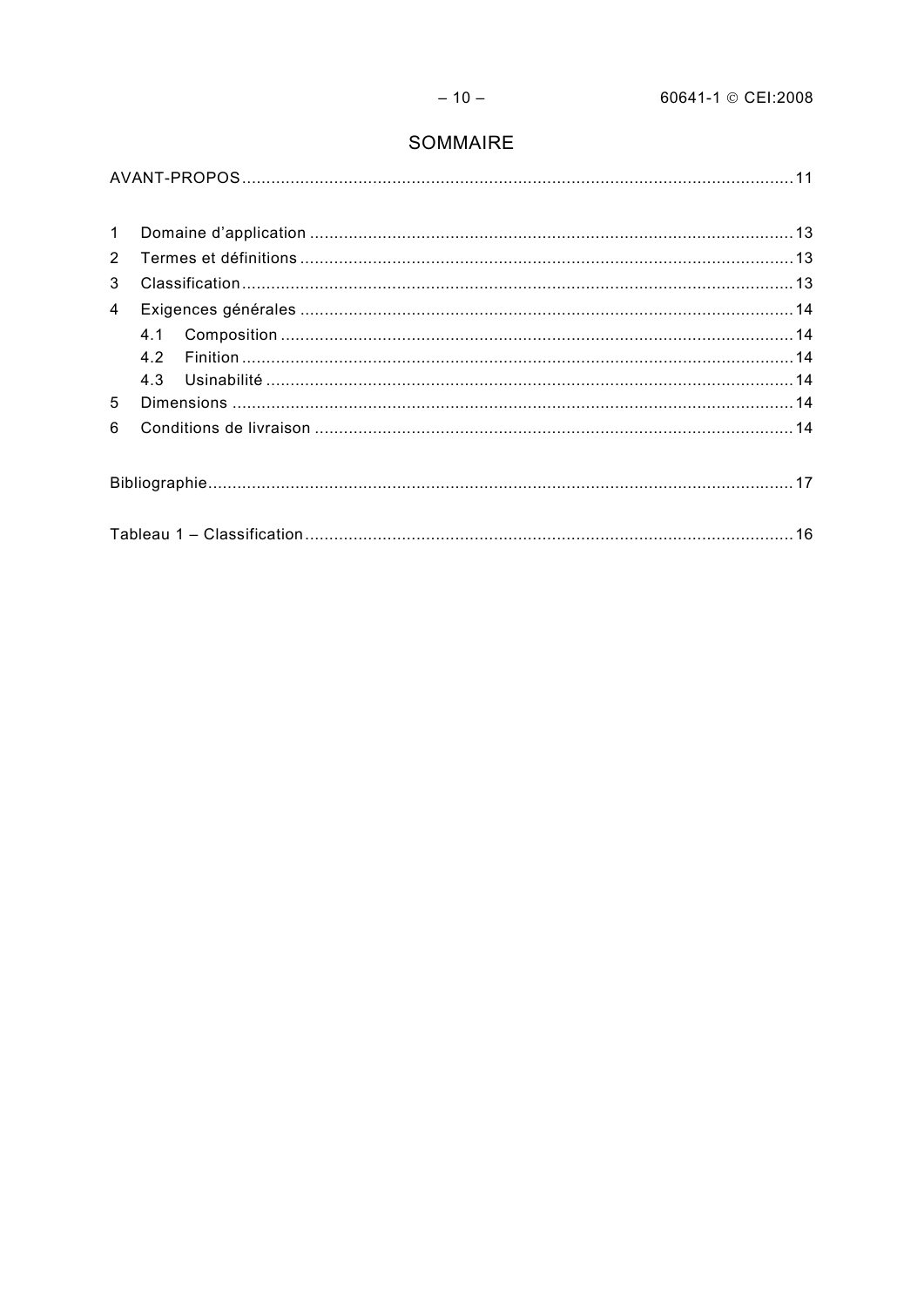# SOMMAIRE

AVANT-PROPOS ........................................................................................................ 11

1 Domaine d'application ........................................................................................ 13
2 Termes et définitions .......................................................................................... 13
3 Classification ...................................................................................................... 13
4 Exigences générales .......................................................................................... 14
  4.1 Composition .................................................................................................. 14
  4.2 Finition ......................................................................................................... 14
  4.3 Usinabilité .................................................................................................... 14
5 Dimensions ........................................................................................................ 14
6 Conditions de livraison ....................................................................................... 14

Bibliographie ............................................................................................................ 17

Tableau 1 – Classification ......................................................................................... 16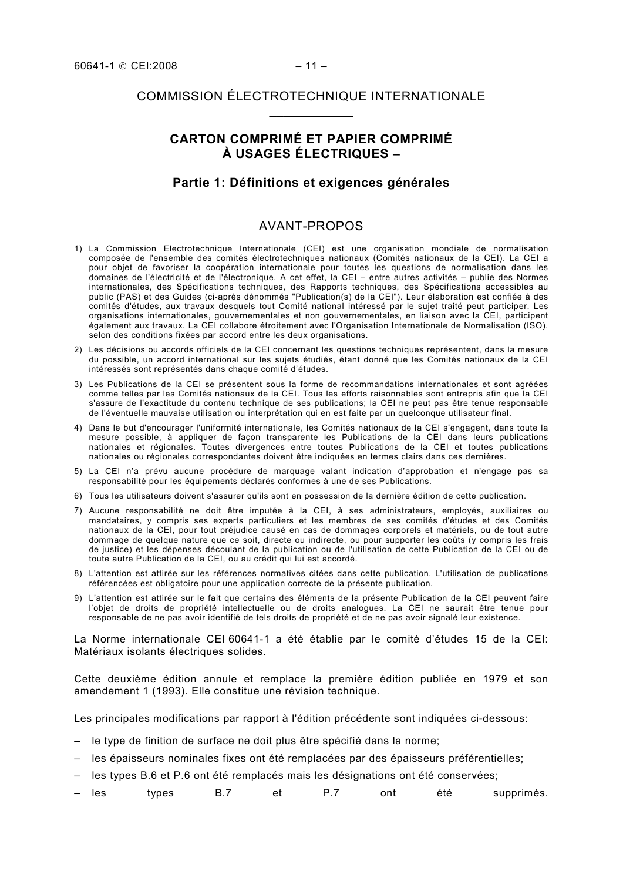COMMISSION ÉLECTROTECHNIQUE INTERNATIONALE

___________

# CARTON COMPRIMÉ ET PAPIER COMPRIMÉ À USAGES ÉLECTRIQUES –

## Partie 1: Définitions et exigences générales

## AVANT-PROPOS

1) La Commission Electrotechnique Internationale (CEI) est une organisation mondiale de normalisation composée de l'ensemble des comités électrotechniques nationaux (Comités nationaux de la CEI). La CEI a pour objet de favoriser la coopération internationale pour toutes les questions de normalisation dans les domaines de l'électricité et de l'électronique. A cet effet, la CEI – entre autres activités – publie des Normes internationales, des Spécifications techniques, des Rapports techniques, des Spécifications accessibles au public (PAS) et des Guides (ci-après dénommés "Publication(s) de la CEI"). Leur élaboration est confiée à des comités d'études, aux travaux desquels tout Comité national intéressé par le sujet traité peut participer. Les organisations internationales, gouvernementales et non gouvernementales, en liaison avec la CEI, participent également aux travaux. La CEI collabore étroitement avec l'Organisation Internationale de Normalisation (ISO), selon des conditions fixées par accord entre les deux organisations.
2) Les décisions ou accords officiels de la CEI concernant les questions techniques représentent, dans la mesure du possible, un accord international sur les sujets étudiés, étant donné que les Comités nationaux de la CEI intéressés sont représentés dans chaque comité d'études.
3) Les Publications de la CEI se présentent sous la forme de recommandations internationales et sont agréées comme telles par les Comités nationaux de la CEI. Tous les efforts raisonnables sont entrepris afin que la CEI s'assure de l'exactitude du contenu technique de ses publications; la CEI ne peut pas être tenue responsable de l'éventuelle mauvaise utilisation ou interprétation qui en est faite par un quelconque utilisateur final.
4) Dans le but d'encourager l'uniformité internationale, les Comités nationaux de la CEI s'engagent, dans toute la mesure possible, à appliquer de façon transparente les Publications de la CEI dans leurs publications nationales et régionales. Toutes divergences entre toutes Publications de la CEI et toutes publications nationales ou régionales correspondantes doivent être indiquées en termes clairs dans ces dernières.
5) La CEI n'a prévu aucune procédure de marquage valant indication d'approbation et n'engage pas sa responsabilité pour les équipements déclarés conformes à une de ses Publications.
6) Tous les utilisateurs doivent s'assurer qu'ils sont en possession de la dernière édition de cette publication.
7) Aucune responsabilité ne doit être imputée à la CEI, à ses administrateurs, employés, auxiliaires ou mandataires, y compris ses experts particuliers et les membres de ses comités d'études et des Comités nationaux de la CEI, pour tout préjudice causé en cas de dommages corporels et matériels, ou de tout autre dommage de quelque nature que ce soit, directe ou indirecte, ou pour supporter les coûts (y compris les frais de justice) et les dépenses découlant de la publication ou de l'utilisation de cette Publication de la CEI ou de toute autre Publication de la CEI, ou au crédit qui lui est accordé.
8) L'attention est attirée sur les références normatives citées dans cette publication. L'utilisation de publications référencées est obligatoire pour une application correcte de la présente publication.
9) L'attention est attirée sur le fait que certains des éléments de la présente Publication de la CEI peuvent faire l'objet de droits de propriété intellectuelle ou de droits analogues. La CEI ne saurait être tenue pour responsable de ne pas avoir identifié de tels droits de propriété et de ne pas avoir signalé leur existence.

La Norme internationale CEI 60641-1 a été établie par le comité d'études 15 de la CEI: Matériaux isolants électriques solides.

Cette deuxième édition annule et remplace la première édition publiée en 1979 et son amendement 1 (1993). Elle constitue une révision technique.

Les principales modifications par rapport à l'édition précédente sont indiquées ci-dessous:

– le type de finition de surface ne doit plus être spécifié dans la norme;
– les épaisseurs nominales fixes ont été remplacées par des épaisseurs préférentielles;
– les types B.6 et P.6 ont été remplacés mais les désignations ont été conservées;
– les types B.7 et P.7 ont été supprimés.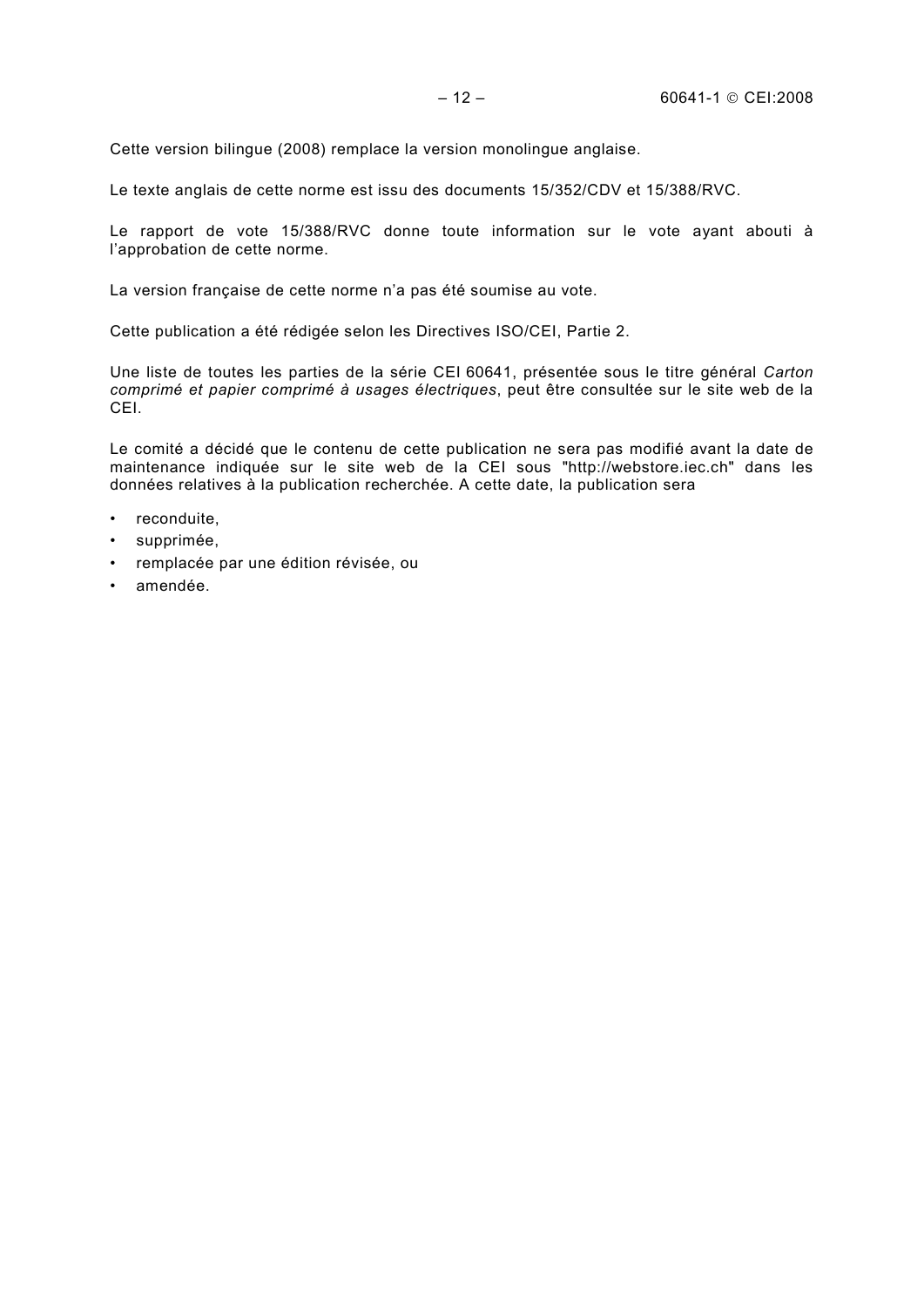Cette version bilingue (2008) remplace la version monolingue anglaise.

Le texte anglais de cette norme est issu des documents 15/352/CDV et 15/388/RVC.

Le rapport de vote 15/388/RVC donne toute information sur le vote ayant abouti à l'approbation de cette norme.

La version française de cette norme n'a pas été soumise au vote.

Cette publication a été rédigée selon les Directives ISO/CEI, Partie 2.

Une liste de toutes les parties de la série CEI 60641, présentée sous le titre général *Carton comprimé et papier comprimé à usages électriques*, peut être consultée sur le site web de la CEI.

Le comité a décidé que le contenu de cette publication ne sera pas modifié avant la date de maintenance indiquée sur le site web de la CEI sous "http://webstore.iec.ch" dans les données relatives à la publication recherchée. A cette date, la publication sera

- reconduite,
- supprimée,
- remplacée par une édition révisée, ou
- amendée.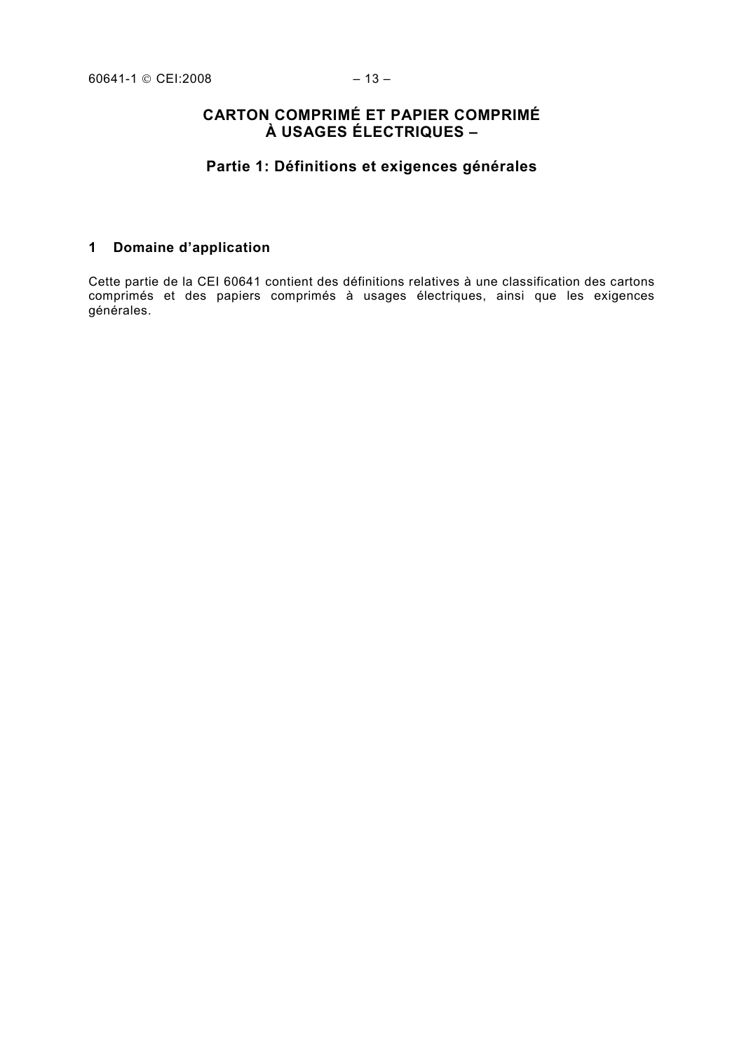# CARTON COMPRIMÉ ET PAPIER COMPRIMÉ À USAGES ÉLECTRIQUES –

## Partie 1: Définitions et exigences générales

## 1 Domaine d'application

Cette partie de la CEI 60641 contient des définitions relatives à une classification des cartons comprimés et des papiers comprimés à usages électriques, ainsi que les exigences générales.